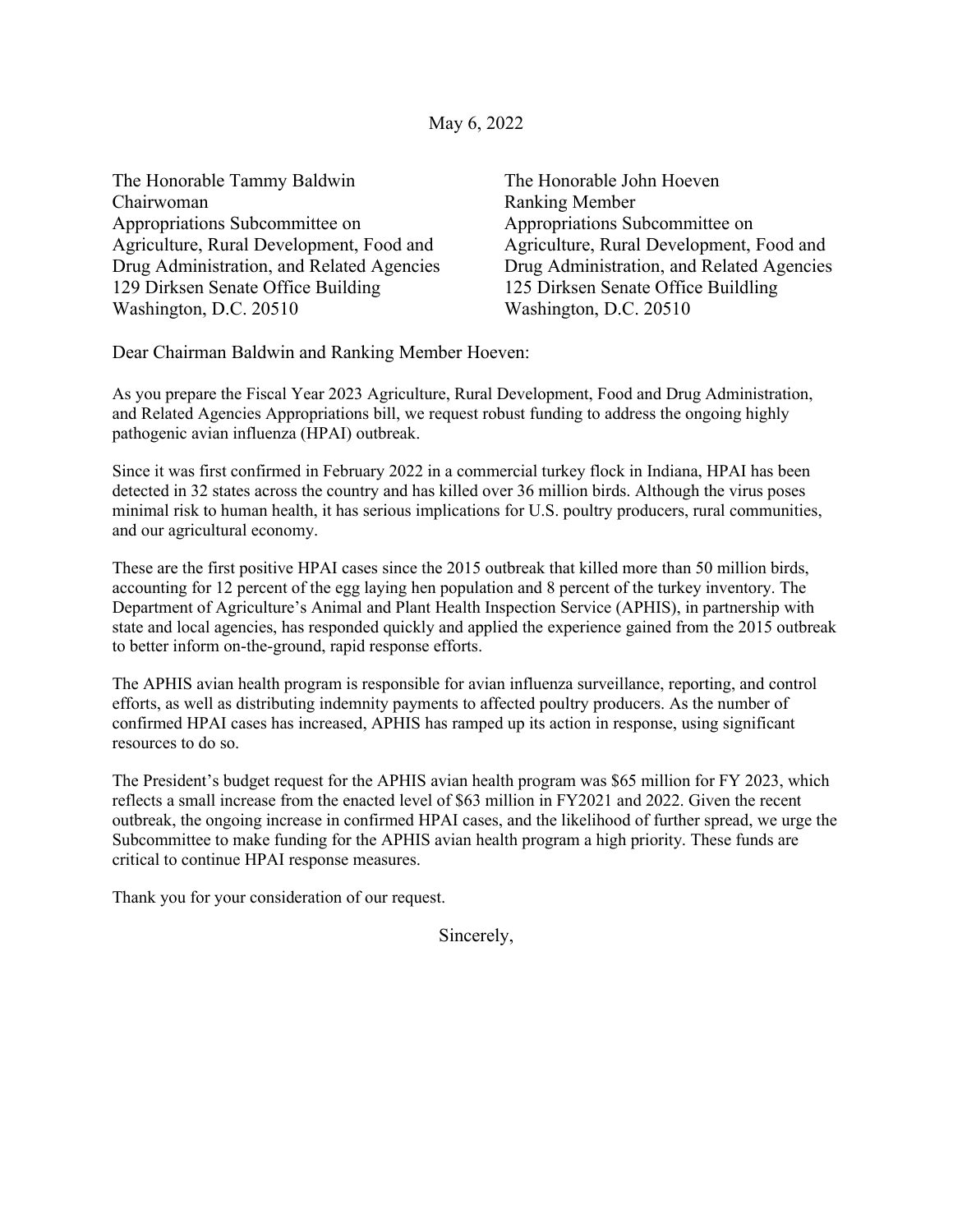May 6, 2022

The Honorable Tammy Baldwin
Chairwoman
Appropriations Subcommittee on
Agriculture, Rural Development, Food and
Drug Administration, and Related Agencies
129 Dirksen Senate Office Building
Washington, D.C. 20510

The Honorable John Hoeven
Ranking Member
Appropriations Subcommittee on
Agriculture, Rural Development, Food and
Drug Administration, and Related Agencies
125 Dirksen Senate Office Buildling
Washington, D.C. 20510

Dear Chairman Baldwin and Ranking Member Hoeven:

As you prepare the Fiscal Year 2023 Agriculture, Rural Development, Food and Drug Administration, and Related Agencies Appropriations bill, we request robust funding to address the ongoing highly pathogenic avian influenza (HPAI) outbreak.

Since it was first confirmed in February 2022 in a commercial turkey flock in Indiana, HPAI has been detected in 32 states across the country and has killed over 36 million birds. Although the virus poses minimal risk to human health, it has serious implications for U.S. poultry producers, rural communities, and our agricultural economy.

These are the first positive HPAI cases since the 2015 outbreak that killed more than 50 million birds, accounting for 12 percent of the egg laying hen population and 8 percent of the turkey inventory. The Department of Agriculture's Animal and Plant Health Inspection Service (APHIS), in partnership with state and local agencies, has responded quickly and applied the experience gained from the 2015 outbreak to better inform on-the-ground, rapid response efforts.

The APHIS avian health program is responsible for avian influenza surveillance, reporting, and control efforts, as well as distributing indemnity payments to affected poultry producers. As the number of confirmed HPAI cases has increased, APHIS has ramped up its action in response, using significant resources to do so.

The President's budget request for the APHIS avian health program was $65 million for FY 2023, which reflects a small increase from the enacted level of $63 million in FY2021 and 2022. Given the recent outbreak, the ongoing increase in confirmed HPAI cases, and the likelihood of further spread, we urge the Subcommittee to make funding for the APHIS avian health program a high priority. These funds are critical to continue HPAI response measures.

Thank you for your consideration of our request.

Sincerely,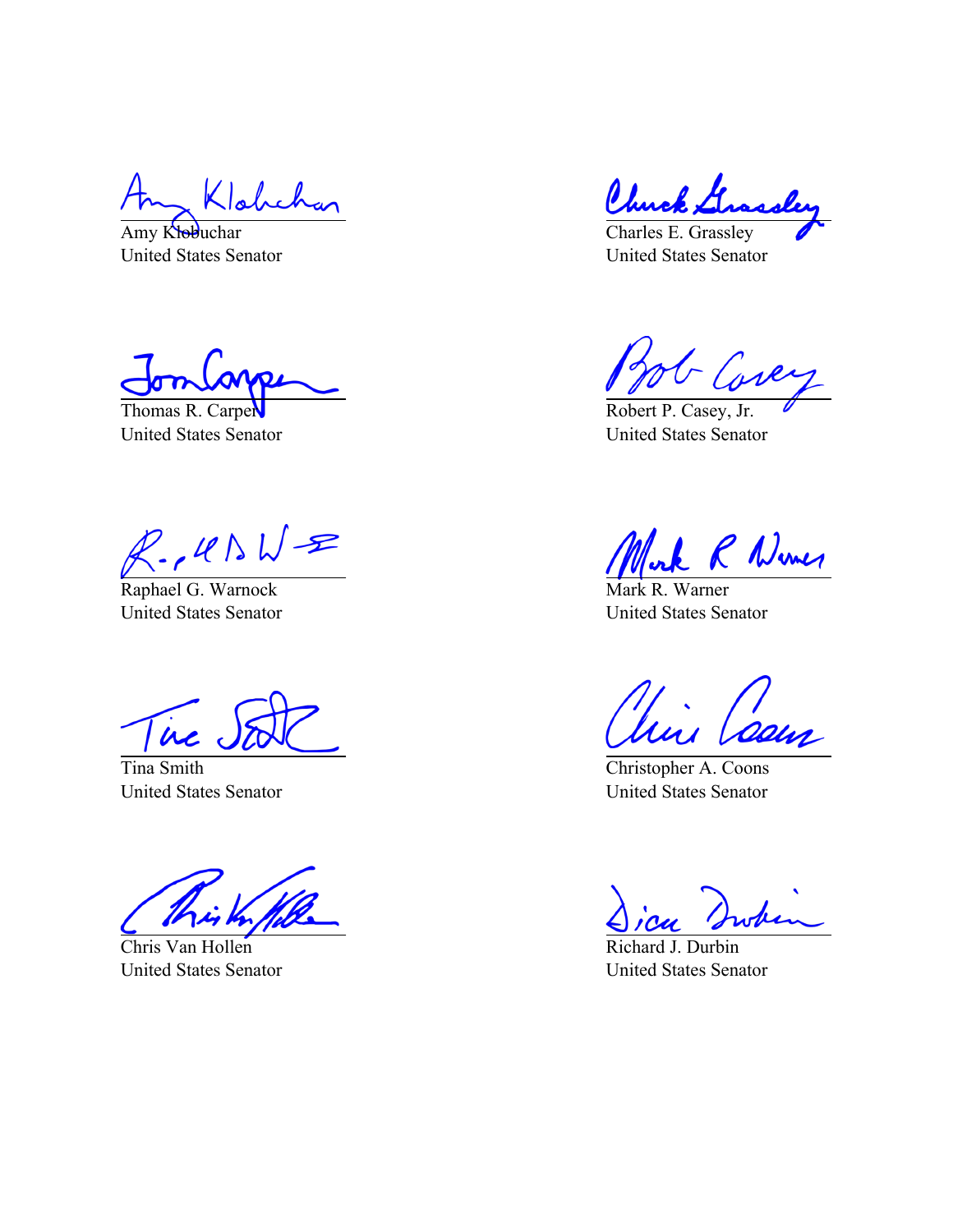Amy Klobuchar
United States Senator

Charles E. Grassley
United States Senator

Thomas R. Carper
United States Senator

Robert P. Casey, Jr.
United States Senator

Raphael G. Warnock
United States Senator

Mark R. Warner
United States Senator

Tina Smith
United States Senator

Christopher A. Coons
United States Senator

Chris Van Hollen
United States Senator

Richard J. Durbin
United States Senator